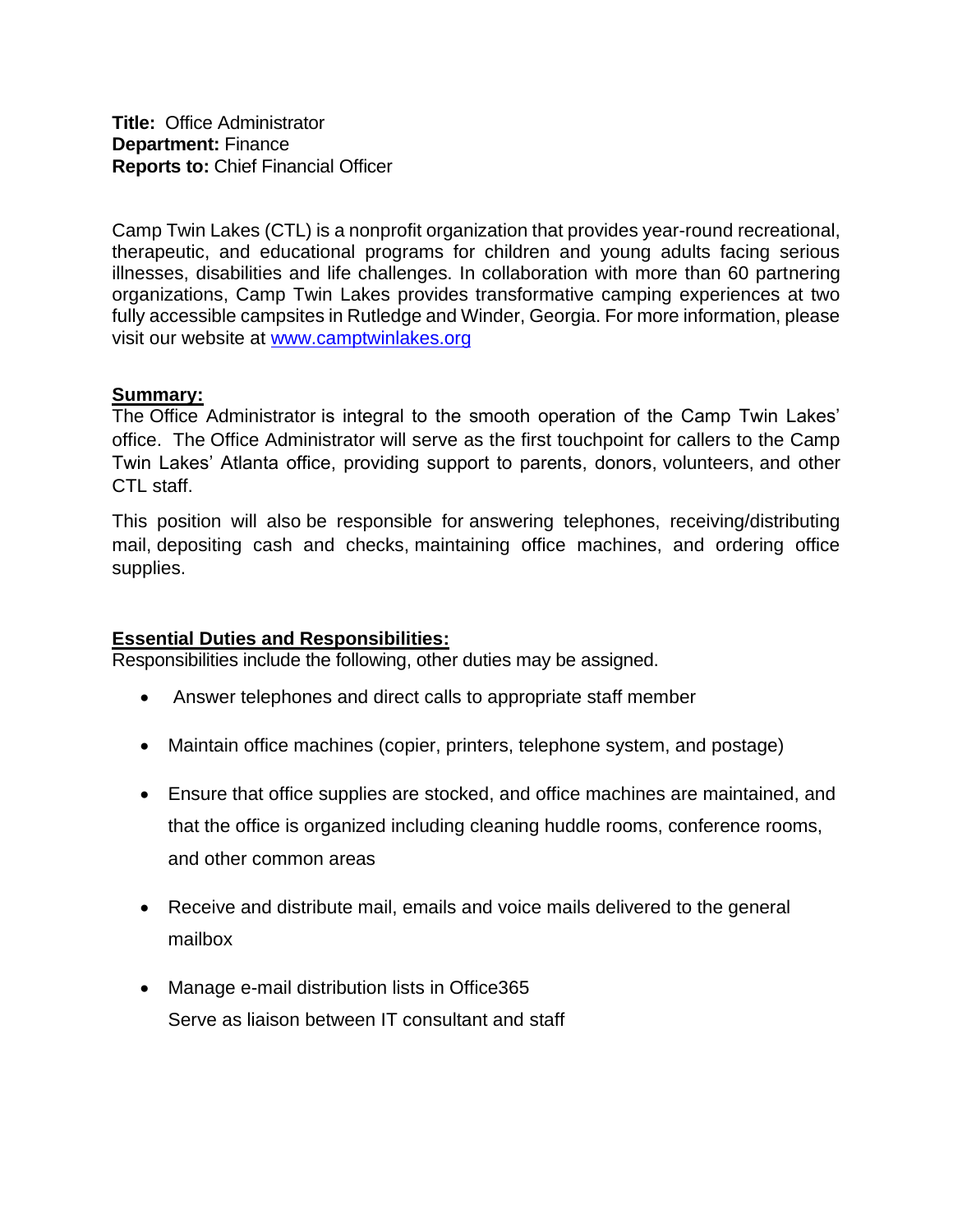**Title:** Office Administrator
**Department:** Finance
**Reports to:** Chief Financial Officer

Camp Twin Lakes (CTL) is a nonprofit organization that provides year-round recreational, therapeutic, and educational programs for children and young adults facing serious illnesses, disabilities and life challenges. In collaboration with more than 60 partnering organizations, Camp Twin Lakes provides transformative camping experiences at two fully accessible campsites in Rutledge and Winder, Georgia. For more information, please visit our website at [www.camptwinlakes.org](http://www.camptwinlakes.org)

**Summary:**

The Office Administrator is integral to the smooth operation of the Camp Twin Lakes' office. The Office Administrator will serve as the first touchpoint for callers to the Camp Twin Lakes' Atlanta office, providing support to parents, donors, volunteers, and other CTL staff.

This position will also be responsible for answering telephones, receiving/distributing mail, depositing cash and checks, maintaining office machines, and ordering office supplies.

**Essential Duties and Responsibilities:**

Responsibilities include the following, other duties may be assigned.

- Answer telephones and direct calls to appropriate staff member
- Maintain office machines (copier, printers, telephone system, and postage)
- Ensure that office supplies are stocked, and office machines are maintained, and that the office is organized including cleaning huddle rooms, conference rooms, and other common areas
- Receive and distribute mail, emails and voice mails delivered to the general mailbox
- Manage e-mail distribution lists in Office365
  Serve as liaison between IT consultant and staff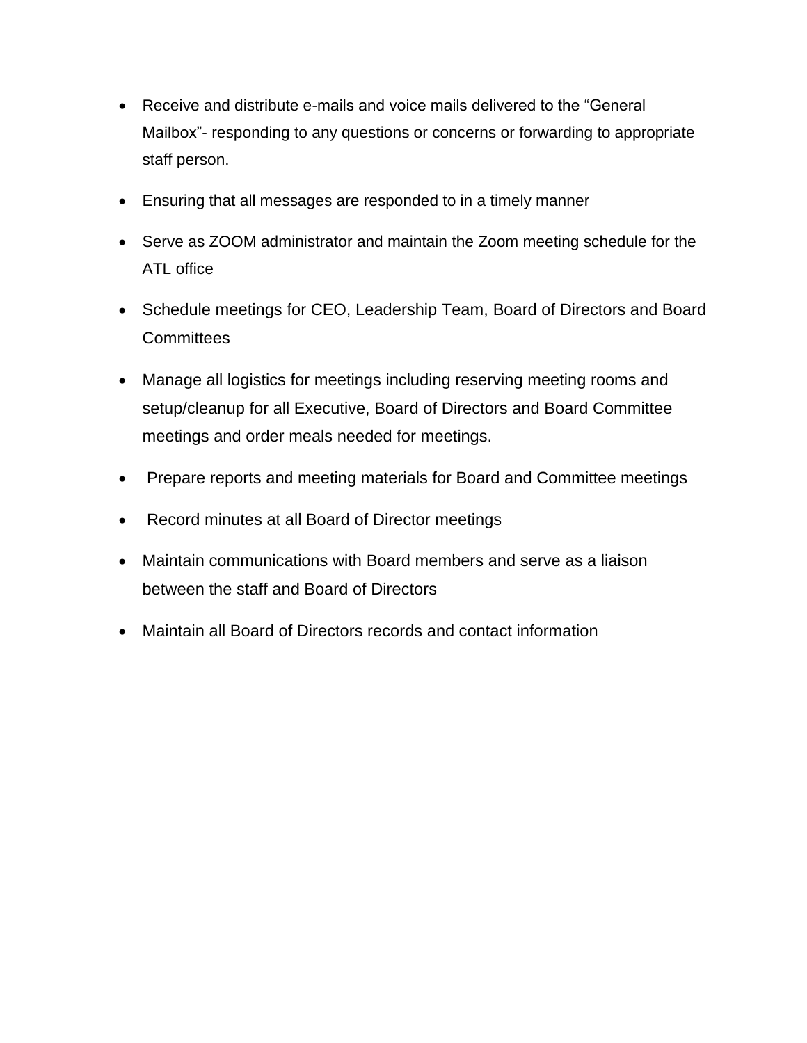- Receive and distribute e-mails and voice mails delivered to the "General Mailbox"- responding to any questions or concerns or forwarding to appropriate staff person.
- Ensuring that all messages are responded to in a timely manner
- Serve as ZOOM administrator and maintain the Zoom meeting schedule for the ATL office
- Schedule meetings for CEO, Leadership Team, Board of Directors and Board Committees
- Manage all logistics for meetings including reserving meeting rooms and setup/cleanup for all Executive, Board of Directors and Board Committee meetings and order meals needed for meetings.
- Prepare reports and meeting materials for Board and Committee meetings
- Record minutes at all Board of Director meetings
- Maintain communications with Board members and serve as a liaison between the staff and Board of Directors
- Maintain all Board of Directors records and contact information